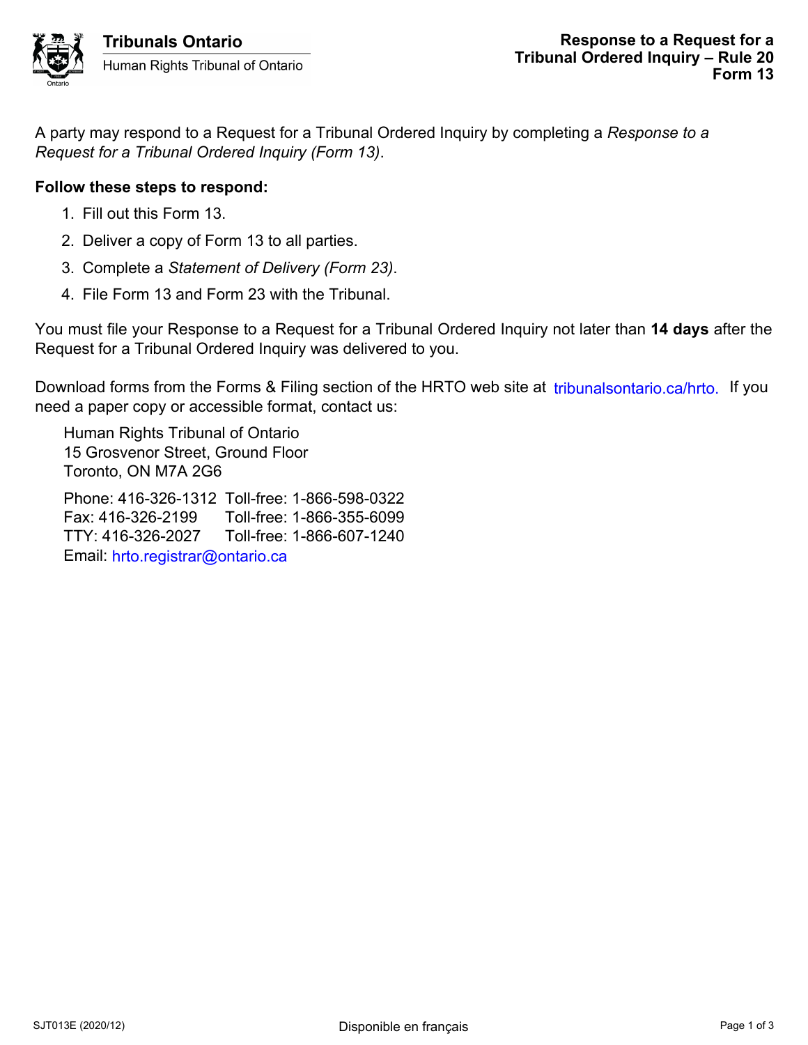**Tribunals Ontario**
Human Rights Tribunal of Ontario

# Response to a Request for a Tribunal Ordered Inquiry – Rule 20
## Form 13

A party may respond to a Request for a Tribunal Ordered Inquiry by completing a *Response to a Request for a Tribunal Ordered Inquiry (Form 13)*.

**Follow these steps to respond:**

1. Fill out this Form 13.
2. Deliver a copy of Form 13 to all parties.
3. Complete a *Statement of Delivery (Form 23)*.
4. File Form 13 and Form 23 with the Tribunal.

You must file your Response to a Request for a Tribunal Ordered Inquiry not later than **14 days** after the Request for a Tribunal Ordered Inquiry was delivered to you.

Download forms from the Forms & Filing section of the HRTO web site at tribunalsontario.ca/hrto. If you need a paper copy or accessible format, contact us:

Human Rights Tribunal of Ontario
15 Grosvenor Street, Ground Floor
Toronto, ON M7A 2G6

Phone: 416-326-1312 Toll-free: 1-866-598-0322
Fax: 416-326-2199 Toll-free: 1-866-355-6099
TTY: 416-326-2027 Toll-free: 1-866-607-1240
Email: hrto.registrar@ontario.ca

SJT013E (2020/12) Disponible en français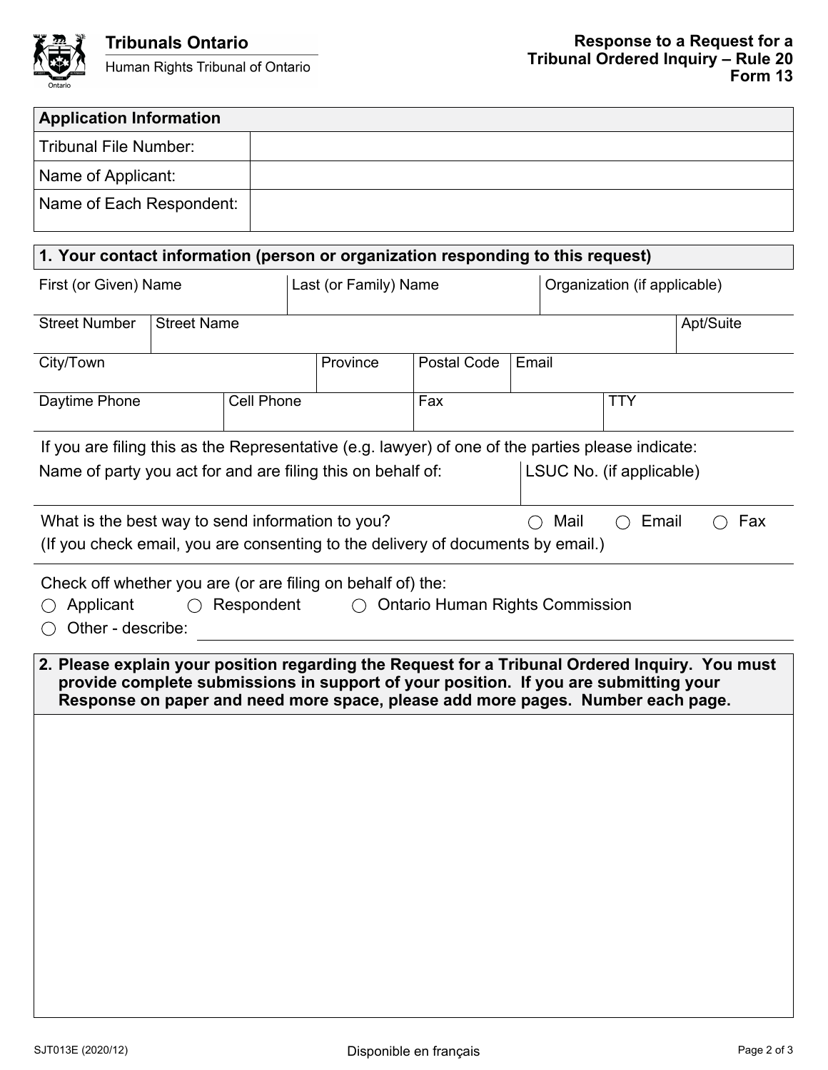**Tribunals Ontario**
Human Rights Tribunal of Ontario

**Response to a Request for a Tribunal Ordered Inquiry – Rule 20**
**Form 13**

| **Application Information** | |
|---|---|
| Tribunal File Number: | |
| Name of Applicant: | |
| Name of Each Respondent: | |

## 1. Your contact information (person or organization responding to this request)

| First (or Given) Name | Last (or Family) Name | Organization (if applicable) |
|---|---|---|
| | | |

| Street Number | Street Name | Apt/Suite |
|---|---|---|
| | | |

| City/Town | Province | Postal Code | Email |
|---|---|---|---|
| | | | |

| Daytime Phone | Cell Phone | Fax | TTY |
|---|---|---|---|
| | | | |

If you are filing this as the Representative (e.g. lawyer) of one of the parties please indicate:

| Name of party you act for and are filing this on behalf of: | LSUC No. (if applicable) |
|---|---|
| | |

What is the best way to send information to you? ◯ Mail ◯ Email ◯ Fax
(If you check email, you are consenting to the delivery of documents by email.)

Check off whether you are (or are filing on behalf of) the:
◯ Applicant ◯ Respondent ◯ Ontario Human Rights Commission
◯ Other - describe: ______________________

## 2. Please explain your position regarding the Request for a Tribunal Ordered Inquiry. You must provide complete submissions in support of your position. If you are submitting your Response on paper and need more space, please add more pages. Number each page.

SJT013E (2020/12)

Disponible en français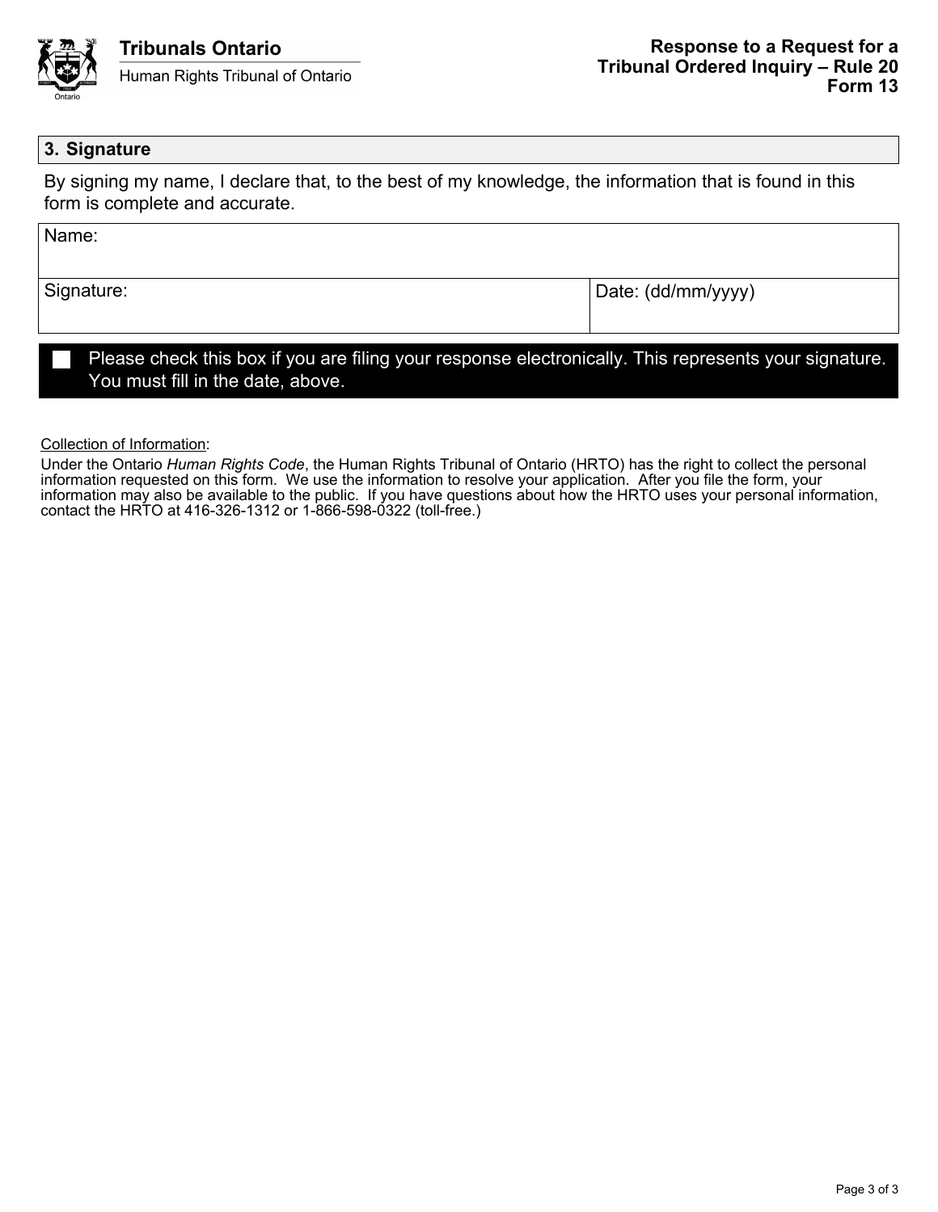Tribunals Ontario

Human Rights Tribunal of Ontario

**Response to a Request for a Tribunal Ordered Inquiry – Rule 20**
**Form 13**

## 3. Signature

By signing my name, I declare that, to the best of my knowledge, the information that is found in this form is complete and accurate.

| | |
|---|---|
| Name: | |
| Signature: | Date: (dd/mm/yyyy) |

☐ Please check this box if you are filing your response electronically. This represents your signature. You must fill in the date, above.

Collection of Information:

Under the Ontario *Human Rights Code*, the Human Rights Tribunal of Ontario (HRTO) has the right to collect the personal information requested on this form. We use the information to resolve your application. After you file the form, your information may also be available to the public. If you have questions about how the HRTO uses your personal information, contact the HRTO at 416-326-1312 or 1-866-598-0322 (toll-free.)